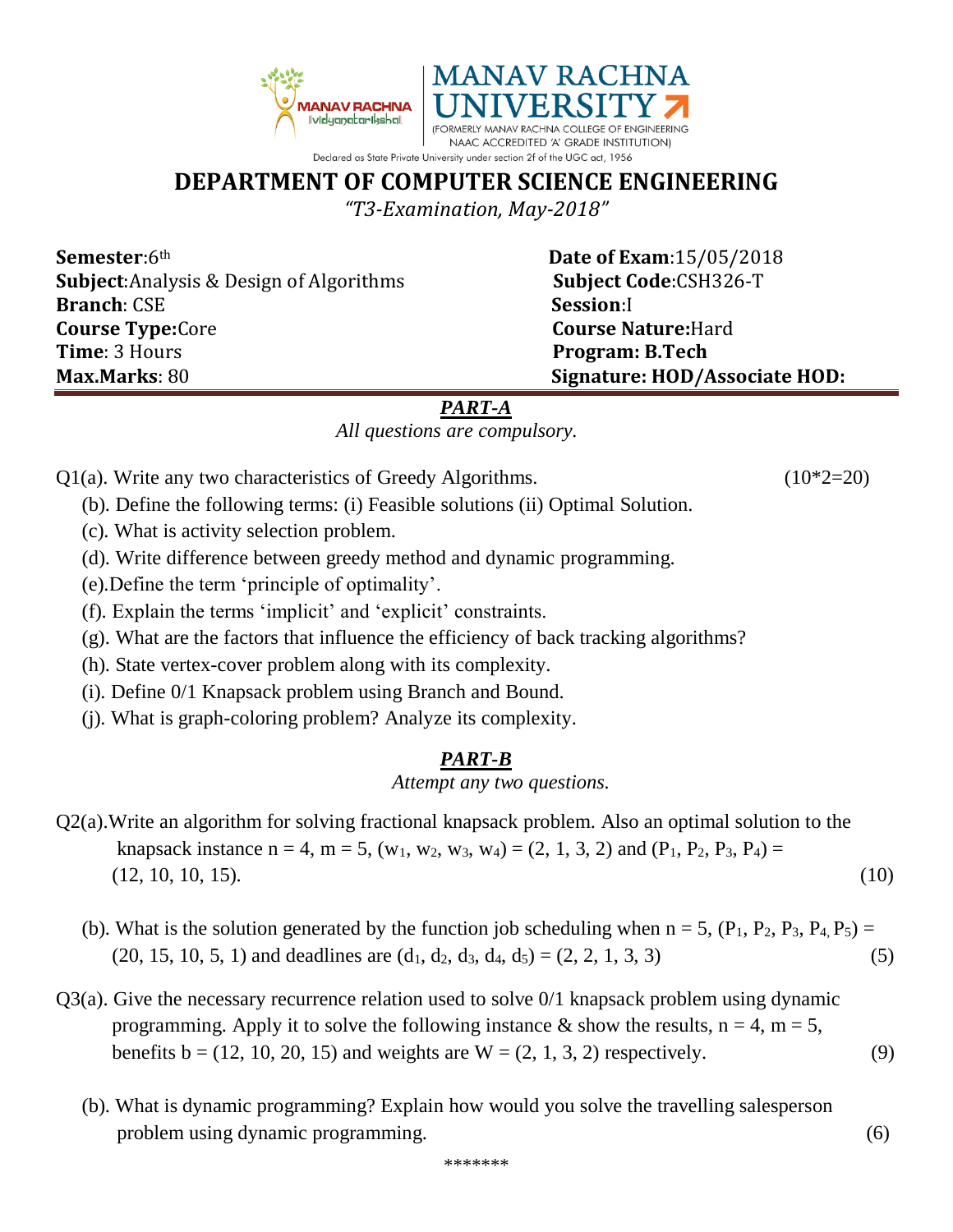MANAV RACHNA UNIVERSITY

(FORMERLY MANAV RACHNA COLLEGE OF ENGINEERING NAAC ACCREDITED 'A' GRADE INSTITUTION)

Declared as State Private University under section 2f of the UGC act, 1956

# DEPARTMENT OF COMPUTER SCIENCE ENGINEERING

*"T3-Examination, May-2018"*

| | |
|---|---|
| **Semester**:6th | **Date of Exam**:15/05/2018 |
| **Subject**:Analysis & Design of Algorithms | **Subject Code**:CSH326-T |
| **Branch**: CSE | **Session**:I |
| **Course Type:**Core | **Course Nature:**Hard |
| **Time**: 3 Hours | **Program: B.Tech** |
| **Max.Marks**: 80 | **Signature: HOD/Associate HOD:** |

## *PART-A*

*All questions are compulsory.*

Q1(a). Write any two characteristics of Greedy Algorithms. (10*2=20)

(b). Define the following terms: (i) Feasible solutions (ii) Optimal Solution.

(c). What is activity selection problem.

(d). Write difference between greedy method and dynamic programming.

(e).Define the term 'principle of optimality'.

(f). Explain the terms 'implicit' and 'explicit' constraints.

(g). What are the factors that influence the efficiency of back tracking algorithms?

(h). State vertex-cover problem along with its complexity.

(i). Define 0/1 Knapsack problem using Branch and Bound.

(j). What is graph-coloring problem? Analyze its complexity.

## *PART-B*

*Attempt any two questions.*

Q2(a).Write an algorithm for solving fractional knapsack problem. Also an optimal solution to the knapsack instance $n = 4$, $m = 5$, $(w_1, w_2, w_3, w_4) = (2, 1, 3, 2)$ and $(P_1, P_2, P_3, P_4) = (12, 10, 10, 15)$. (10)

(b). What is the solution generated by the function job scheduling when $n = 5$, $(P_1, P_2, P_3, P_4, P_5) = (20, 15, 10, 5, 1)$ and deadlines are $(d_1, d_2, d_3, d_4, d_5) = (2, 2, 1, 3, 3)$ (5)

Q3(a). Give the necessary recurrence relation used to solve 0/1 knapsack problem using dynamic programming. Apply it to solve the following instance & show the results, $n = 4$, $m = 5$, benefits $b = (12, 10, 20, 15)$ and weights are $W = (2, 1, 3, 2)$ respectively. (9)

(b). What is dynamic programming? Explain how would you solve the travelling salesperson problem using dynamic programming. (6)

*******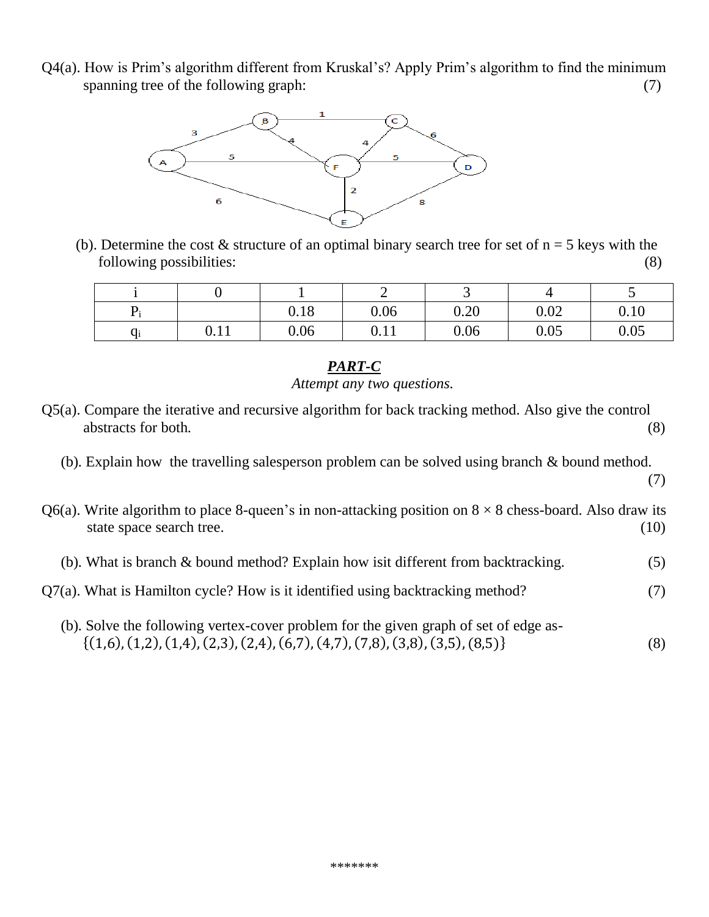Q4(a). How is Prim's algorithm different from Kruskal's? Apply Prim's algorithm to find the minimum spanning tree of the following graph: (7)

B
1
C
3
4
4
6
A
5
F
5
D
2
6
8
E

(b). Determine the cost & structure of an optimal binary search tree for set of n = 5 keys with the following possibilities: (8)

| i | 0 | 1 | 2 | 3 | 4 | 5 |
|---|---|---|---|---|---|---|
| $P_i$ | | 0.18 | 0.06 | 0.20 | 0.02 | 0.10 |
| $q_i$ | 0.11 | 0.06 | 0.11 | 0.06 | 0.05 | 0.05 |

## ***PART-C***

*Attempt any two questions.*

Q5(a). Compare the iterative and recursive algorithm for back tracking method. Also give the control abstracts for both. (8)

(b). Explain how the travelling salesperson problem can be solved using branch & bound method. (7)

Q6(a). Write algorithm to place 8-queen's in non-attacking position on $8 \times 8$ chess-board. Also draw its state space search tree. (10)

(b). What is branch & bound method? Explain how isit different from backtracking. (5)

Q7(a). What is Hamilton cycle? How is it identified using backtracking method? (7)

(b). Solve the following vertex-cover problem for the given graph of set of edge as- $\{(1,6),(1,2),(1,4),(2,3),(2,4),(6,7),(4,7),(7,8),(3,8),(3,5),(8,5)\}$ (8)

*******